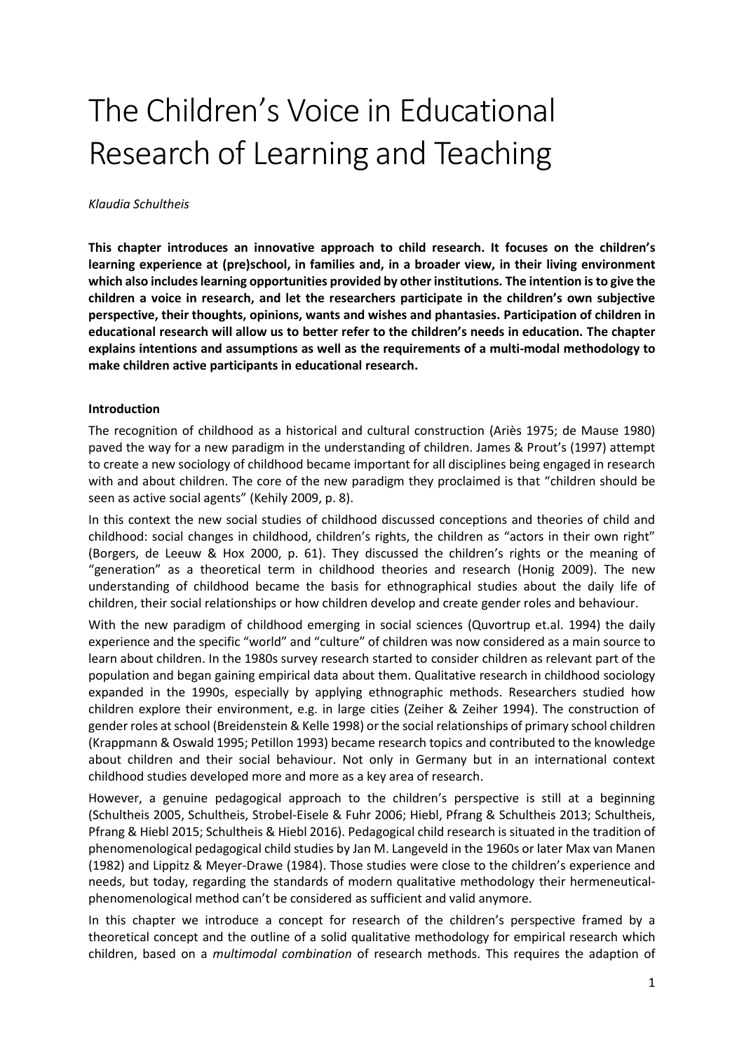# The Children's Voice in Educational Research of Learning and Teaching

*Klaudia Schultheis*

**This chapter introduces an innovative approach to child research. It focuses on the children's learning experience at (pre)school, in families and, in a broader view, in their living environment which also includes learning opportunities provided by other institutions. The intention is to give the children a voice in research, and let the researchers participate in the children's own subjective perspective, their thoughts, opinions, wants and wishes and phantasies. Participation of children in educational research will allow us to better refer to the children's needs in education. The chapter explains intentions and assumptions as well as the requirements of a multi-modal methodology to make children active participants in educational research.**

**Introduction**

The recognition of childhood as a historical and cultural construction (Ariès 1975; de Mause 1980) paved the way for a new paradigm in the understanding of children. James & Prout's (1997) attempt to create a new sociology of childhood became important for all disciplines being engaged in research with and about children. The core of the new paradigm they proclaimed is that "children should be seen as active social agents" (Kehily 2009, p. 8).

In this context the new social studies of childhood discussed conceptions and theories of child and childhood: social changes in childhood, children's rights, the children as "actors in their own right" (Borgers, de Leeuw & Hox 2000, p. 61). They discussed the children's rights or the meaning of "generation" as a theoretical term in childhood theories and research (Honig 2009). The new understanding of childhood became the basis for ethnographical studies about the daily life of children, their social relationships or how children develop and create gender roles and behaviour.

With the new paradigm of childhood emerging in social sciences (Quvortrup et.al. 1994) the daily experience and the specific "world" and "culture" of children was now considered as a main source to learn about children. In the 1980s survey research started to consider children as relevant part of the population and began gaining empirical data about them. Qualitative research in childhood sociology expanded in the 1990s, especially by applying ethnographic methods. Researchers studied how children explore their environment, e.g. in large cities (Zeiher & Zeiher 1994). The construction of gender roles at school (Breidenstein & Kelle 1998) or the social relationships of primary school children (Krappmann & Oswald 1995; Petillon 1993) became research topics and contributed to the knowledge about children and their social behaviour. Not only in Germany but in an international context childhood studies developed more and more as a key area of research.

However, a genuine pedagogical approach to the children's perspective is still at a beginning (Schultheis 2005, Schultheis, Strobel-Eisele & Fuhr 2006; Hiebl, Pfrang & Schultheis 2013; Schultheis, Pfrang & Hiebl 2015; Schultheis & Hiebl 2016). Pedagogical child research is situated in the tradition of phenomenological pedagogical child studies by Jan M. Langeveld in the 1960s or later Max van Manen (1982) and Lippitz & Meyer-Drawe (1984). Those studies were close to the children's experience and needs, but today, regarding the standards of modern qualitative methodology their hermeneutical-phenomenological method can't be considered as sufficient and valid anymore.

In this chapter we introduce a concept for research of the children's perspective framed by a theoretical concept and the outline of a solid qualitative methodology for empirical research which children, based on a *multimodal combination* of research methods. This requires the adaption of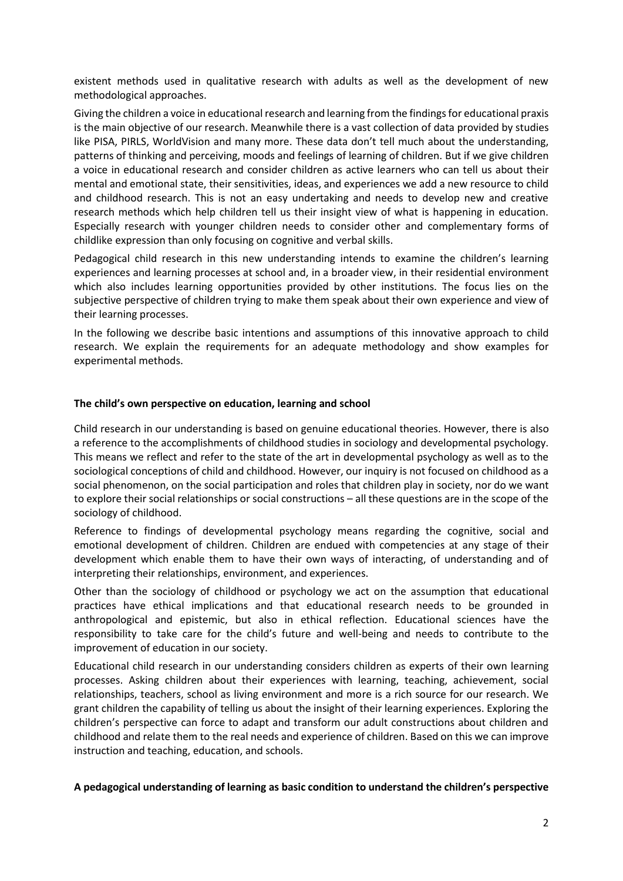existent methods used in qualitative research with adults as well as the development of new methodological approaches.

Giving the children a voice in educational research and learning from the findings for educational praxis is the main objective of our research. Meanwhile there is a vast collection of data provided by studies like PISA, PIRLS, WorldVision and many more. These data don't tell much about the understanding, patterns of thinking and perceiving, moods and feelings of learning of children. But if we give children a voice in educational research and consider children as active learners who can tell us about their mental and emotional state, their sensitivities, ideas, and experiences we add a new resource to child and childhood research. This is not an easy undertaking and needs to develop new and creative research methods which help children tell us their insight view of what is happening in education. Especially research with younger children needs to consider other and complementary forms of childlike expression than only focusing on cognitive and verbal skills.

Pedagogical child research in this new understanding intends to examine the children's learning experiences and learning processes at school and, in a broader view, in their residential environment which also includes learning opportunities provided by other institutions. The focus lies on the subjective perspective of children trying to make them speak about their own experience and view of their learning processes.

In the following we describe basic intentions and assumptions of this innovative approach to child research. We explain the requirements for an adequate methodology and show examples for experimental methods.

**The child's own perspective on education, learning and school**

Child research in our understanding is based on genuine educational theories. However, there is also a reference to the accomplishments of childhood studies in sociology and developmental psychology. This means we reflect and refer to the state of the art in developmental psychology as well as to the sociological conceptions of child and childhood. However, our inquiry is not focused on childhood as a social phenomenon, on the social participation and roles that children play in society, nor do we want to explore their social relationships or social constructions – all these questions are in the scope of the sociology of childhood.

Reference to findings of developmental psychology means regarding the cognitive, social and emotional development of children. Children are endued with competencies at any stage of their development which enable them to have their own ways of interacting, of understanding and of interpreting their relationships, environment, and experiences.

Other than the sociology of childhood or psychology we act on the assumption that educational practices have ethical implications and that educational research needs to be grounded in anthropological and epistemic, but also in ethical reflection. Educational sciences have the responsibility to take care for the child's future and well-being and needs to contribute to the improvement of education in our society.

Educational child research in our understanding considers children as experts of their own learning processes. Asking children about their experiences with learning, teaching, achievement, social relationships, teachers, school as living environment and more is a rich source for our research. We grant children the capability of telling us about the insight of their learning experiences. Exploring the children's perspective can force to adapt and transform our adult constructions about children and childhood and relate them to the real needs and experience of children. Based on this we can improve instruction and teaching, education, and schools.

**A pedagogical understanding of learning as basic condition to understand the children's perspective**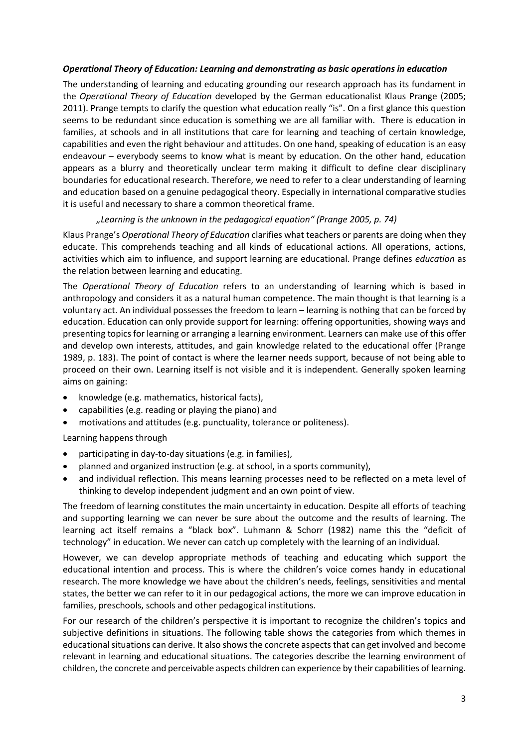### *Operational Theory of Education: Learning and demonstrating as basic operations in education*

The understanding of learning and educating grounding our research approach has its fundament in the *Operational Theory of Education* developed by the German educationalist Klaus Prange (2005; 2011). Prange tempts to clarify the question what education really "is". On a first glance this question seems to be redundant since education is something we are all familiar with. There is education in families, at schools and in all institutions that care for learning and teaching of certain knowledge, capabilities and even the right behaviour and attitudes. On one hand, speaking of education is an easy endeavour – everybody seems to know what is meant by education. On the other hand, education appears as a blurry and theoretically unclear term making it difficult to define clear disciplinary boundaries for educational research. Therefore, we need to refer to a clear understanding of learning and education based on a genuine pedagogical theory. Especially in international comparative studies it is useful and necessary to share a common theoretical frame.

*„Learning is the unknown in the pedagogical equation" (Prange 2005, p. 74)*

Klaus Prange's *Operational Theory of Education* clarifies what teachers or parents are doing when they educate. This comprehends teaching and all kinds of educational actions. All operations, actions, activities which aim to influence, and support learning are educational. Prange defines *education* as the relation between learning and educating.

The *Operational Theory of Education* refers to an understanding of learning which is based in anthropology and considers it as a natural human competence. The main thought is that learning is a voluntary act. An individual possesses the freedom to learn – learning is nothing that can be forced by education. Education can only provide support for learning: offering opportunities, showing ways and presenting topics for learning or arranging a learning environment. Learners can make use of this offer and develop own interests, attitudes, and gain knowledge related to the educational offer (Prange 1989, p. 183). The point of contact is where the learner needs support, because of not being able to proceed on their own. Learning itself is not visible and it is independent. Generally spoken learning aims on gaining:

- knowledge (e.g. mathematics, historical facts),
- capabilities (e.g. reading or playing the piano) and
- motivations and attitudes (e.g. punctuality, tolerance or politeness).

Learning happens through

- participating in day-to-day situations (e.g. in families),
- planned and organized instruction (e.g. at school, in a sports community),
- and individual reflection. This means learning processes need to be reflected on a meta level of thinking to develop independent judgment and an own point of view.

The freedom of learning constitutes the main uncertainty in education. Despite all efforts of teaching and supporting learning we can never be sure about the outcome and the results of learning. The learning act itself remains a "black box". Luhmann & Schorr (1982) name this the "deficit of technology" in education. We never can catch up completely with the learning of an individual.

However, we can develop appropriate methods of teaching and educating which support the educational intention and process. This is where the children's voice comes handy in educational research. The more knowledge we have about the children's needs, feelings, sensitivities and mental states, the better we can refer to it in our pedagogical actions, the more we can improve education in families, preschools, schools and other pedagogical institutions.

For our research of the children's perspective it is important to recognize the children's topics and subjective definitions in situations. The following table shows the categories from which themes in educational situations can derive. It also shows the concrete aspects that can get involved and become relevant in learning and educational situations. The categories describe the learning environment of children, the concrete and perceivable aspects children can experience by their capabilities of learning.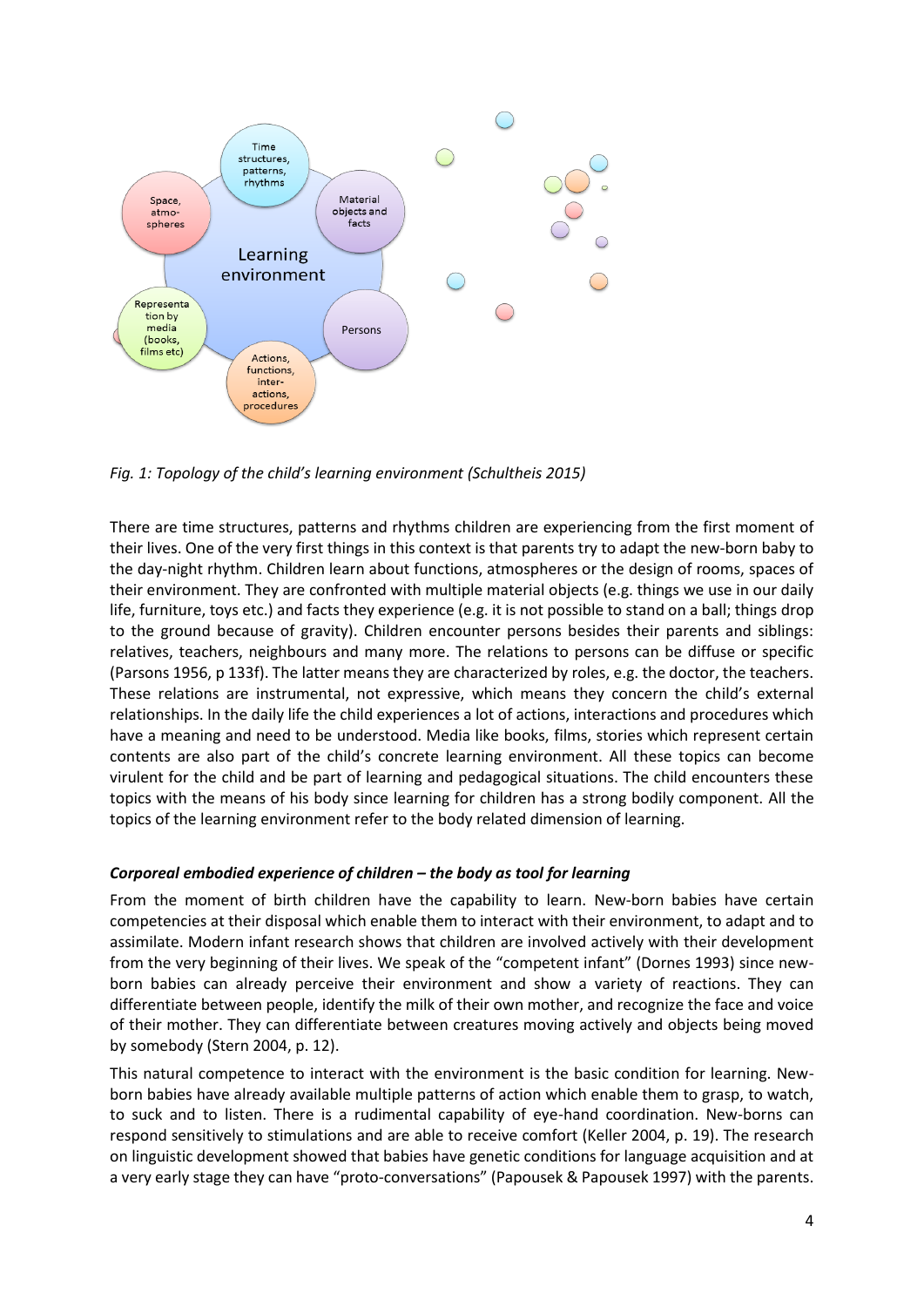*Fig. 1: Topology of the child's learning environment (Schultheis 2015)*

There are time structures, patterns and rhythms children are experiencing from the first moment of their lives. One of the very first things in this context is that parents try to adapt the new-born baby to the day-night rhythm. Children learn about functions, atmospheres or the design of rooms, spaces of their environment. They are confronted with multiple material objects (e.g. things we use in our daily life, furniture, toys etc.) and facts they experience (e.g. it is not possible to stand on a ball; things drop to the ground because of gravity). Children encounter persons besides their parents and siblings: relatives, teachers, neighbours and many more. The relations to persons can be diffuse or specific (Parsons 1956, p 133f). The latter means they are characterized by roles, e.g. the doctor, the teachers. These relations are instrumental, not expressive, which means they concern the child's external relationships. In the daily life the child experiences a lot of actions, interactions and procedures which have a meaning and need to be understood. Media like books, films, stories which represent certain contents are also part of the child's concrete learning environment. All these topics can become virulent for the child and be part of learning and pedagogical situations. The child encounters these topics with the means of his body since learning for children has a strong bodily component. All the topics of the learning environment refer to the body related dimension of learning.

### *Corporeal embodied experience of children – the body as tool for learning*

From the moment of birth children have the capability to learn. New-born babies have certain competencies at their disposal which enable them to interact with their environment, to adapt and to assimilate. Modern infant research shows that children are involved actively with their development from the very beginning of their lives. We speak of the "competent infant" (Dornes 1993) since new-born babies can already perceive their environment and show a variety of reactions. They can differentiate between people, identify the milk of their own mother, and recognize the face and voice of their mother. They can differentiate between creatures moving actively and objects being moved by somebody (Stern 2004, p. 12).

This natural competence to interact with the environment is the basic condition for learning. New-born babies have already available multiple patterns of action which enable them to grasp, to watch, to suck and to listen. There is a rudimental capability of eye-hand coordination. New-borns can respond sensitively to stimulations and are able to receive comfort (Keller 2004, p. 19). The research on linguistic development showed that babies have genetic conditions for language acquisition and at a very early stage they can have "proto-conversations" (Papousek & Papousek 1997) with the parents.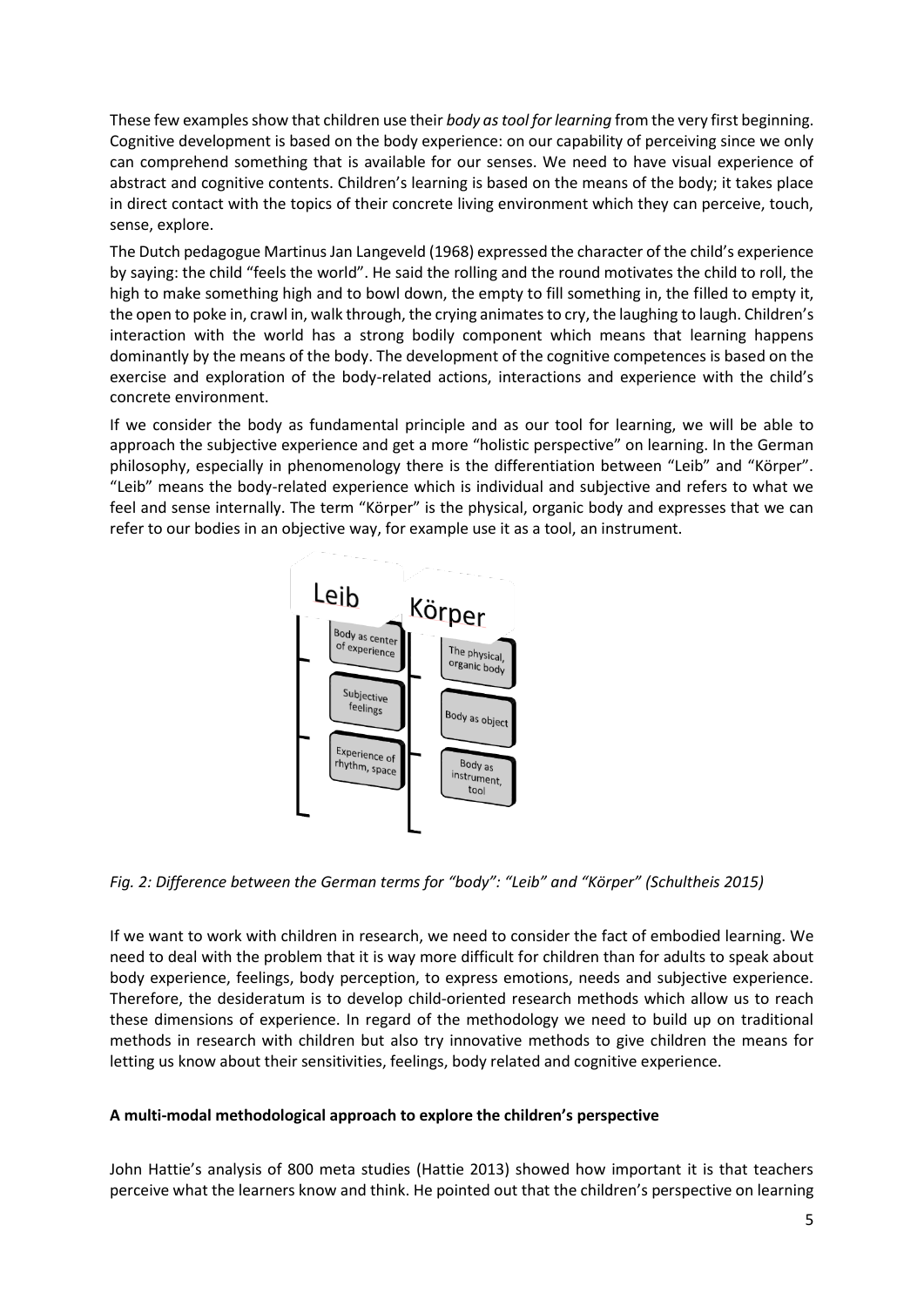These few examples show that children use their *body as tool for learning* from the very first beginning. Cognitive development is based on the body experience: on our capability of perceiving since we only can comprehend something that is available for our senses. We need to have visual experience of abstract and cognitive contents. Children's learning is based on the means of the body; it takes place in direct contact with the topics of their concrete living environment which they can perceive, touch, sense, explore.

The Dutch pedagogue Martinus Jan Langeveld (1968) expressed the character of the child's experience by saying: the child "feels the world". He said the rolling and the round motivates the child to roll, the high to make something high and to bowl down, the empty to fill something in, the filled to empty it, the open to poke in, crawl in, walk through, the crying animates to cry, the laughing to laugh. Children's interaction with the world has a strong bodily component which means that learning happens dominantly by the means of the body. The development of the cognitive competences is based on the exercise and exploration of the body-related actions, interactions and experience with the child's concrete environment.

If we consider the body as fundamental principle and as our tool for learning, we will be able to approach the subjective experience and get a more "holistic perspective" on learning. In the German philosophy, especially in phenomenology there is the differentiation between "Leib" and "Körper". "Leib" means the body-related experience which is individual and subjective and refers to what we feel and sense internally. The term "Körper" is the physical, organic body and expresses that we can refer to our bodies in an objective way, for example use it as a tool, an instrument.

| Leib | Körper |
| --- | --- |
| Body as center of experience | The physical, organic body |
| Subjective feelings | Body as object |
| Experience of rhythm, space | Body as instrument, tool |

*Fig. 2: Difference between the German terms for "body": "Leib" and "Körper" (Schultheis 2015)*

If we want to work with children in research, we need to consider the fact of embodied learning. We need to deal with the problem that it is way more difficult for children than for adults to speak about body experience, feelings, body perception, to express emotions, needs and subjective experience. Therefore, the desideratum is to develop child-oriented research methods which allow us to reach these dimensions of experience. In regard of the methodology we need to build up on traditional methods in research with children but also try innovative methods to give children the means for letting us know about their sensitivities, feelings, body related and cognitive experience.

**A multi-modal methodological approach to explore the children's perspective**

John Hattie's analysis of 800 meta studies (Hattie 2013) showed how important it is that teachers perceive what the learners know and think. He pointed out that the children's perspective on learning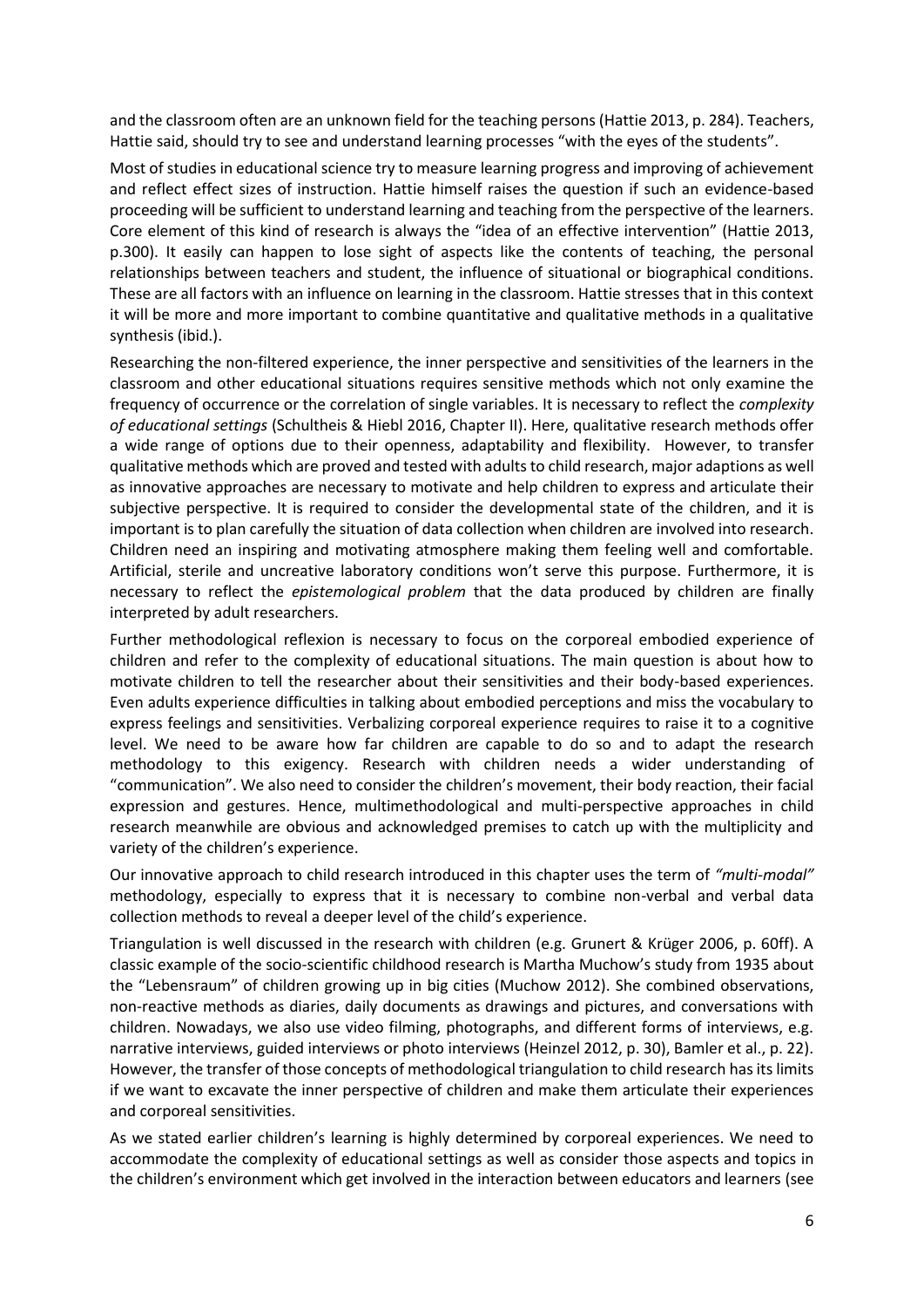and the classroom often are an unknown field for the teaching persons (Hattie 2013, p. 284). Teachers, Hattie said, should try to see and understand learning processes "with the eyes of the students".

Most of studies in educational science try to measure learning progress and improving of achievement and reflect effect sizes of instruction. Hattie himself raises the question if such an evidence-based proceeding will be sufficient to understand learning and teaching from the perspective of the learners. Core element of this kind of research is always the "idea of an effective intervention" (Hattie 2013, p.300). It easily can happen to lose sight of aspects like the contents of teaching, the personal relationships between teachers and student, the influence of situational or biographical conditions. These are all factors with an influence on learning in the classroom. Hattie stresses that in this context it will be more and more important to combine quantitative and qualitative methods in a qualitative synthesis (ibid.).

Researching the non-filtered experience, the inner perspective and sensitivities of the learners in the classroom and other educational situations requires sensitive methods which not only examine the frequency of occurrence or the correlation of single variables. It is necessary to reflect the *complexity of educational settings* (Schultheis & Hiebl 2016, Chapter II). Here, qualitative research methods offer a wide range of options due to their openness, adaptability and flexibility. However, to transfer qualitative methods which are proved and tested with adults to child research, major adaptions as well as innovative approaches are necessary to motivate and help children to express and articulate their subjective perspective. It is required to consider the developmental state of the children, and it is important is to plan carefully the situation of data collection when children are involved into research. Children need an inspiring and motivating atmosphere making them feeling well and comfortable. Artificial, sterile and uncreative laboratory conditions won't serve this purpose. Furthermore, it is necessary to reflect the *epistemological problem* that the data produced by children are finally interpreted by adult researchers.

Further methodological reflexion is necessary to focus on the corporeal embodied experience of children and refer to the complexity of educational situations. The main question is about how to motivate children to tell the researcher about their sensitivities and their body-based experiences. Even adults experience difficulties in talking about embodied perceptions and miss the vocabulary to express feelings and sensitivities. Verbalizing corporeal experience requires to raise it to a cognitive level. We need to be aware how far children are capable to do so and to adapt the research methodology to this exigency. Research with children needs a wider understanding of "communication". We also need to consider the children's movement, their body reaction, their facial expression and gestures. Hence, multimethodological and multi-perspective approaches in child research meanwhile are obvious and acknowledged premises to catch up with the multiplicity and variety of the children's experience.

Our innovative approach to child research introduced in this chapter uses the term of *"multi-modal"* methodology, especially to express that it is necessary to combine non-verbal and verbal data collection methods to reveal a deeper level of the child's experience.

Triangulation is well discussed in the research with children (e.g. Grunert & Krüger 2006, p. 60ff). A classic example of the socio-scientific childhood research is Martha Muchow's study from 1935 about the "Lebensraum" of children growing up in big cities (Muchow 2012). She combined observations, non-reactive methods as diaries, daily documents as drawings and pictures, and conversations with children. Nowadays, we also use video filming, photographs, and different forms of interviews, e.g. narrative interviews, guided interviews or photo interviews (Heinzel 2012, p. 30), Bamler et al., p. 22). However, the transfer of those concepts of methodological triangulation to child research has its limits if we want to excavate the inner perspective of children and make them articulate their experiences and corporeal sensitivities.

As we stated earlier children's learning is highly determined by corporeal experiences. We need to accommodate the complexity of educational settings as well as consider those aspects and topics in the children's environment which get involved in the interaction between educators and learners (see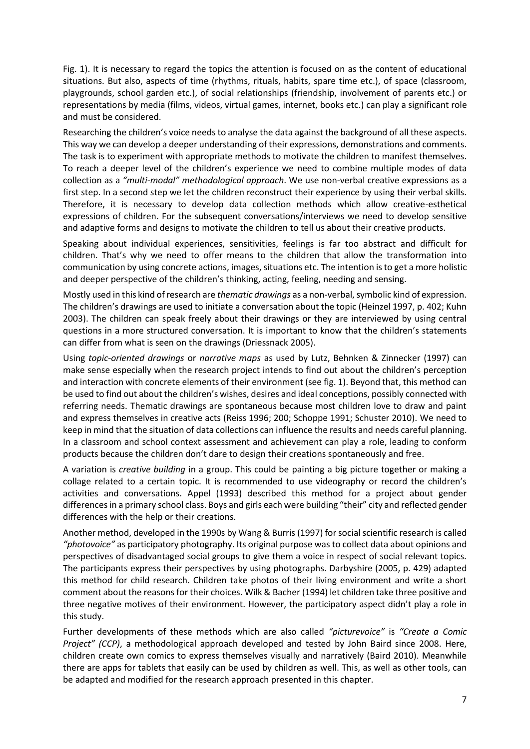Fig. 1). It is necessary to regard the topics the attention is focused on as the content of educational situations. But also, aspects of time (rhythms, rituals, habits, spare time etc.), of space (classroom, playgrounds, school garden etc.), of social relationships (friendship, involvement of parents etc.) or representations by media (films, videos, virtual games, internet, books etc.) can play a significant role and must be considered.

Researching the children's voice needs to analyse the data against the background of all these aspects. This way we can develop a deeper understanding of their expressions, demonstrations and comments. The task is to experiment with appropriate methods to motivate the children to manifest themselves. To reach a deeper level of the children's experience we need to combine multiple modes of data collection as a *"multi-modal" methodological approach*. We use non-verbal creative expressions as a first step. In a second step we let the children reconstruct their experience by using their verbal skills. Therefore, it is necessary to develop data collection methods which allow creative-esthetical expressions of children. For the subsequent conversations/interviews we need to develop sensitive and adaptive forms and designs to motivate the children to tell us about their creative products.

Speaking about individual experiences, sensitivities, feelings is far too abstract and difficult for children. That's why we need to offer means to the children that allow the transformation into communication by using concrete actions, images, situations etc. The intention is to get a more holistic and deeper perspective of the children's thinking, acting, feeling, needing and sensing.

Mostly used in this kind of research are *thematic drawings* as a non-verbal, symbolic kind of expression. The children's drawings are used to initiate a conversation about the topic (Heinzel 1997, p. 402; Kuhn 2003). The children can speak freely about their drawings or they are interviewed by using central questions in a more structured conversation. It is important to know that the children's statements can differ from what is seen on the drawings (Driessnack 2005).

Using *topic-oriented drawings* or *narrative maps* as used by Lutz, Behnken & Zinnecker (1997) can make sense especially when the research project intends to find out about the children's perception and interaction with concrete elements of their environment (see fig. 1). Beyond that, this method can be used to find out about the children's wishes, desires and ideal conceptions, possibly connected with referring needs. Thematic drawings are spontaneous because most children love to draw and paint and express themselves in creative acts (Reiss 1996; 200; Schoppe 1991; Schuster 2010). We need to keep in mind that the situation of data collections can influence the results and needs careful planning. In a classroom and school context assessment and achievement can play a role, leading to conform products because the children don't dare to design their creations spontaneously and free.

A variation is *creative building* in a group. This could be painting a big picture together or making a collage related to a certain topic. It is recommended to use videography or record the children's activities and conversations. Appel (1993) described this method for a project about gender differences in a primary school class. Boys and girls each were building "their" city and reflected gender differences with the help or their creations.

Another method, developed in the 1990s by Wang & Burris (1997) for social scientific research is called *"photovoice"* as participatory photography. Its original purpose was to collect data about opinions and perspectives of disadvantaged social groups to give them a voice in respect of social relevant topics. The participants express their perspectives by using photographs. Darbyshire (2005, p. 429) adapted this method for child research. Children take photos of their living environment and write a short comment about the reasons for their choices. Wilk & Bacher (1994) let children take three positive and three negative motives of their environment. However, the participatory aspect didn't play a role in this study.

Further developments of these methods which are also called *"picturevoice"* is *"Create a Comic Project" (CCP)*, a methodological approach developed and tested by John Baird since 2008. Here, children create own comics to express themselves visually and narratively (Baird 2010). Meanwhile there are apps for tablets that easily can be used by children as well. This, as well as other tools, can be adapted and modified for the research approach presented in this chapter.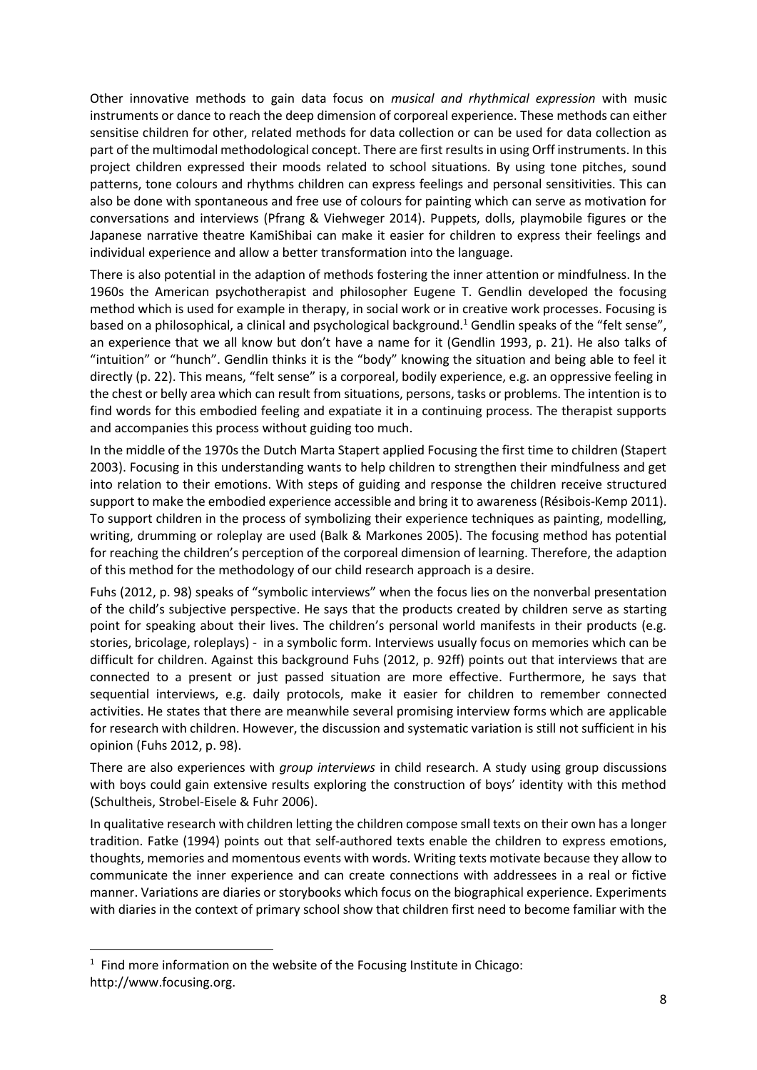Other innovative methods to gain data focus on *musical and rhythmical expression* with music instruments or dance to reach the deep dimension of corporeal experience. These methods can either sensitise children for other, related methods for data collection or can be used for data collection as part of the multimodal methodological concept. There are first results in using Orff instruments. In this project children expressed their moods related to school situations. By using tone pitches, sound patterns, tone colours and rhythms children can express feelings and personal sensitivities. This can also be done with spontaneous and free use of colours for painting which can serve as motivation for conversations and interviews (Pfrang & Viehweger 2014). Puppets, dolls, playmobile figures or the Japanese narrative theatre KamiShibai can make it easier for children to express their feelings and individual experience and allow a better transformation into the language.

There is also potential in the adaption of methods fostering the inner attention or mindfulness. In the 1960s the American psychotherapist and philosopher Eugene T. Gendlin developed the focusing method which is used for example in therapy, in social work or in creative work processes. Focusing is based on a philosophical, a clinical and psychological background.[1] Gendlin speaks of the "felt sense", an experience that we all know but don't have a name for it (Gendlin 1993, p. 21). He also talks of "intuition" or "hunch". Gendlin thinks it is the "body" knowing the situation and being able to feel it directly (p. 22). This means, "felt sense" is a corporeal, bodily experience, e.g. an oppressive feeling in the chest or belly area which can result from situations, persons, tasks or problems. The intention is to find words for this embodied feeling and expatiate it in a continuing process. The therapist supports and accompanies this process without guiding too much.

In the middle of the 1970s the Dutch Marta Stapert applied Focusing the first time to children (Stapert 2003). Focusing in this understanding wants to help children to strengthen their mindfulness and get into relation to their emotions. With steps of guiding and response the children receive structured support to make the embodied experience accessible and bring it to awareness (Résibois-Kemp 2011). To support children in the process of symbolizing their experience techniques as painting, modelling, writing, drumming or roleplay are used (Balk & Markones 2005). The focusing method has potential for reaching the children's perception of the corporeal dimension of learning. Therefore, the adaption of this method for the methodology of our child research approach is a desire.

Fuhs (2012, p. 98) speaks of "symbolic interviews" when the focus lies on the nonverbal presentation of the child's subjective perspective. He says that the products created by children serve as starting point for speaking about their lives. The children's personal world manifests in their products (e.g. stories, bricolage, roleplays) - in a symbolic form. Interviews usually focus on memories which can be difficult for children. Against this background Fuhs (2012, p. 92ff) points out that interviews that are connected to a present or just passed situation are more effective. Furthermore, he says that sequential interviews, e.g. daily protocols, make it easier for children to remember connected activities. He states that there are meanwhile several promising interview forms which are applicable for research with children. However, the discussion and systematic variation is still not sufficient in his opinion (Fuhs 2012, p. 98).

There are also experiences with *group interviews* in child research. A study using group discussions with boys could gain extensive results exploring the construction of boys' identity with this method (Schultheis, Strobel-Eisele & Fuhr 2006).

In qualitative research with children letting the children compose small texts on their own has a longer tradition. Fatke (1994) points out that self-authored texts enable the children to express emotions, thoughts, memories and momentous events with words. Writing texts motivate because they allow to communicate the inner experience and can create connections with addressees in a real or fictive manner. Variations are diaries or storybooks which focus on the biographical experience. Experiments with diaries in the context of primary school show that children first need to become familiar with the

[1] Find more information on the website of the Focusing Institute in Chicago: http://www.focusing.org.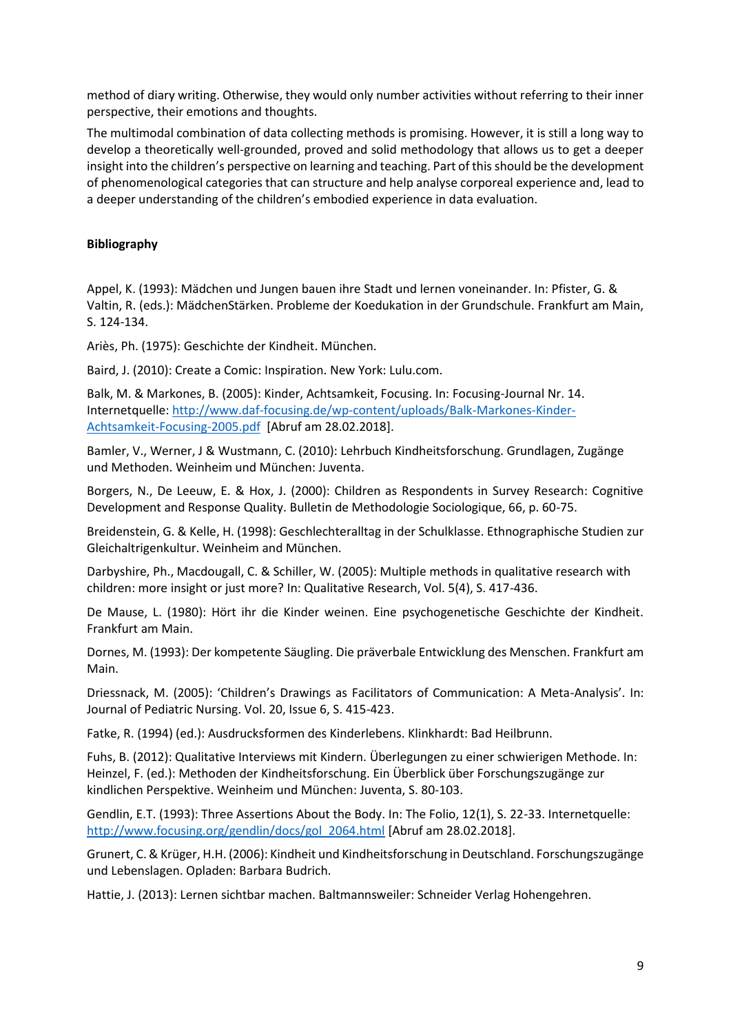method of diary writing. Otherwise, they would only number activities without referring to their inner perspective, their emotions and thoughts.

The multimodal combination of data collecting methods is promising. However, it is still a long way to develop a theoretically well-grounded, proved and solid methodology that allows us to get a deeper insight into the children's perspective on learning and teaching. Part of this should be the development of phenomenological categories that can structure and help analyse corporeal experience and, lead to a deeper understanding of the children's embodied experience in data evaluation.

**Bibliography**

Appel, K. (1993): Mädchen und Jungen bauen ihre Stadt und lernen voneinander. In: Pfister, G. & Valtin, R. (eds.): MädchenStärken. Probleme der Koedukation in der Grundschule. Frankfurt am Main, S. 124-134.

Ariès, Ph. (1975): Geschichte der Kindheit. München.

Baird, J. (2010): Create a Comic: Inspiration. New York: Lulu.com.

Balk, M. & Markones, B. (2005): Kinder, Achtsamkeit, Focusing. In: Focusing-Journal Nr. 14. Internetquelle: [http://www.daf-focusing.de/wp-content/uploads/Balk-Markones-Kinder-Achtsamkeit-Focusing-2005.pdf](http://www.daf-focusing.de/wp-content/uploads/Balk-Markones-Kinder-Achtsamkeit-Focusing-2005.pdf) [Abruf am 28.02.2018].

Bamler, V., Werner, J & Wustmann, C. (2010): Lehrbuch Kindheitsforschung. Grundlagen, Zugänge und Methoden. Weinheim und München: Juventa.

Borgers, N., De Leeuw, E. & Hox, J. (2000): Children as Respondents in Survey Research: Cognitive Development and Response Quality. Bulletin de Methodologie Sociologique, 66, p. 60-75.

Breidenstein, G. & Kelle, H. (1998): Geschlechteralltag in der Schulklasse. Ethnographische Studien zur Gleichaltrigenkultur. Weinheim and München.

Darbyshire, Ph., Macdougall, C. & Schiller, W. (2005): Multiple methods in qualitative research with children: more insight or just more? In: Qualitative Research, Vol. 5(4), S. 417-436.

De Mause, L. (1980): Hört ihr die Kinder weinen. Eine psychogenetische Geschichte der Kindheit. Frankfurt am Main.

Dornes, M. (1993): Der kompetente Säugling. Die präverbale Entwicklung des Menschen. Frankfurt am Main.

Driessnack, M. (2005): 'Children's Drawings as Facilitators of Communication: A Meta-Analysis'. In: Journal of Pediatric Nursing. Vol. 20, Issue 6, S. 415-423.

Fatke, R. (1994) (ed.): Ausdrucksformen des Kinderlebens. Klinkhardt: Bad Heilbrunn.

Fuhs, B. (2012): Qualitative Interviews mit Kindern. Überlegungen zu einer schwierigen Methode. In: Heinzel, F. (ed.): Methoden der Kindheitsforschung. Ein Überblick über Forschungszugänge zur kindlichen Perspektive. Weinheim und München: Juventa, S. 80-103.

Gendlin, E.T. (1993): Three Assertions About the Body. In: The Folio, 12(1), S. 22-33. Internetquelle: [http://www.focusing.org/gendlin/docs/gol_2064.html](http://www.focusing.org/gendlin/docs/gol_2064.html) [Abruf am 28.02.2018].

Grunert, C. & Krüger, H.H. (2006): Kindheit und Kindheitsforschung in Deutschland. Forschungszugänge und Lebenslagen. Opladen: Barbara Budrich.

Hattie, J. (2013): Lernen sichtbar machen. Baltmannsweiler: Schneider Verlag Hohengehren.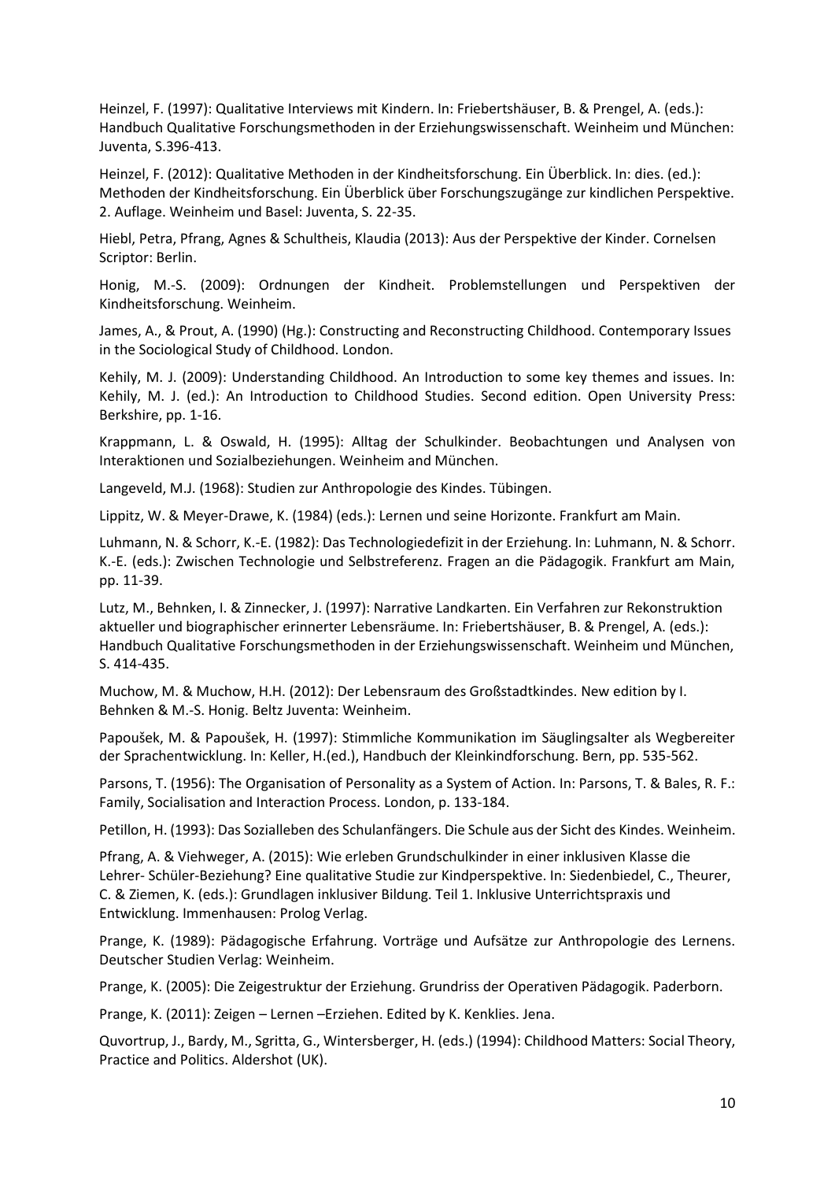Heinzel, F. (1997): Qualitative Interviews mit Kindern. In: Friebertshäuser, B. & Prengel, A. (eds.): Handbuch Qualitative Forschungsmethoden in der Erziehungswissenschaft. Weinheim und München: Juventa, S.396-413.

Heinzel, F. (2012): Qualitative Methoden in der Kindheitsforschung. Ein Überblick. In: dies. (ed.): Methoden der Kindheitsforschung. Ein Überblick über Forschungszugänge zur kindlichen Perspektive. 2. Auflage. Weinheim und Basel: Juventa, S. 22-35.

Hiebl, Petra, Pfrang, Agnes & Schultheis, Klaudia (2013): Aus der Perspektive der Kinder. Cornelsen Scriptor: Berlin.

Honig, M.-S. (2009): Ordnungen der Kindheit. Problemstellungen und Perspektiven der Kindheitsforschung. Weinheim.

James, A., & Prout, A. (1990) (Hg.): Constructing and Reconstructing Childhood. Contemporary Issues in the Sociological Study of Childhood. London.

Kehily, M. J. (2009): Understanding Childhood. An Introduction to some key themes and issues. In: Kehily, M. J. (ed.): An Introduction to Childhood Studies. Second edition. Open University Press: Berkshire, pp. 1-16.

Krappmann, L. & Oswald, H. (1995): Alltag der Schulkinder. Beobachtungen und Analysen von Interaktionen und Sozialbeziehungen. Weinheim and München.

Langeveld, M.J. (1968): Studien zur Anthropologie des Kindes. Tübingen.

Lippitz, W. & Meyer-Drawe, K. (1984) (eds.): Lernen und seine Horizonte. Frankfurt am Main.

Luhmann, N. & Schorr, K.-E. (1982): Das Technologiedefizit in der Erziehung. In: Luhmann, N. & Schorr. K.-E. (eds.): Zwischen Technologie und Selbstreferenz. Fragen an die Pädagogik. Frankfurt am Main, pp. 11-39.

Lutz, M., Behnken, I. & Zinnecker, J. (1997): Narrative Landkarten. Ein Verfahren zur Rekonstruktion aktueller und biographischer erinnerter Lebensräume. In: Friebertshäuser, B. & Prengel, A. (eds.): Handbuch Qualitative Forschungsmethoden in der Erziehungswissenschaft. Weinheim und München, S. 414-435.

Muchow, M. & Muchow, H.H. (2012): Der Lebensraum des Großstadtkindes. New edition by I. Behnken & M.-S. Honig. Beltz Juventa: Weinheim.

Papoušek, M. & Papoušek, H. (1997): Stimmliche Kommunikation im Säuglingsalter als Wegbereiter der Sprachentwicklung. In: Keller, H.(ed.), Handbuch der Kleinkindforschung. Bern, pp. 535-562.

Parsons, T. (1956): The Organisation of Personality as a System of Action. In: Parsons, T. & Bales, R. F.: Family, Socialisation and Interaction Process. London, p. 133-184.

Petillon, H. (1993): Das Sozialleben des Schulanfängers. Die Schule aus der Sicht des Kindes. Weinheim.

Pfrang, A. & Viehweger, A. (2015): Wie erleben Grundschulkinder in einer inklusiven Klasse die Lehrer- Schüler-Beziehung? Eine qualitative Studie zur Kindperspektive. In: Siedenbiedel, C., Theurer, C. & Ziemen, K. (eds.): Grundlagen inklusiver Bildung. Teil 1. Inklusive Unterrichtspraxis und Entwicklung. Immenhausen: Prolog Verlag.

Prange, K. (1989): Pädagogische Erfahrung. Vorträge und Aufsätze zur Anthropologie des Lernens. Deutscher Studien Verlag: Weinheim.

Prange, K. (2005): Die Zeigestruktur der Erziehung. Grundriss der Operativen Pädagogik. Paderborn.

Prange, K. (2011): Zeigen – Lernen –Erziehen. Edited by K. Kenklies. Jena.

Quvortrup, J., Bardy, M., Sgritta, G., Wintersberger, H. (eds.) (1994): Childhood Matters: Social Theory, Practice and Politics. Aldershot (UK).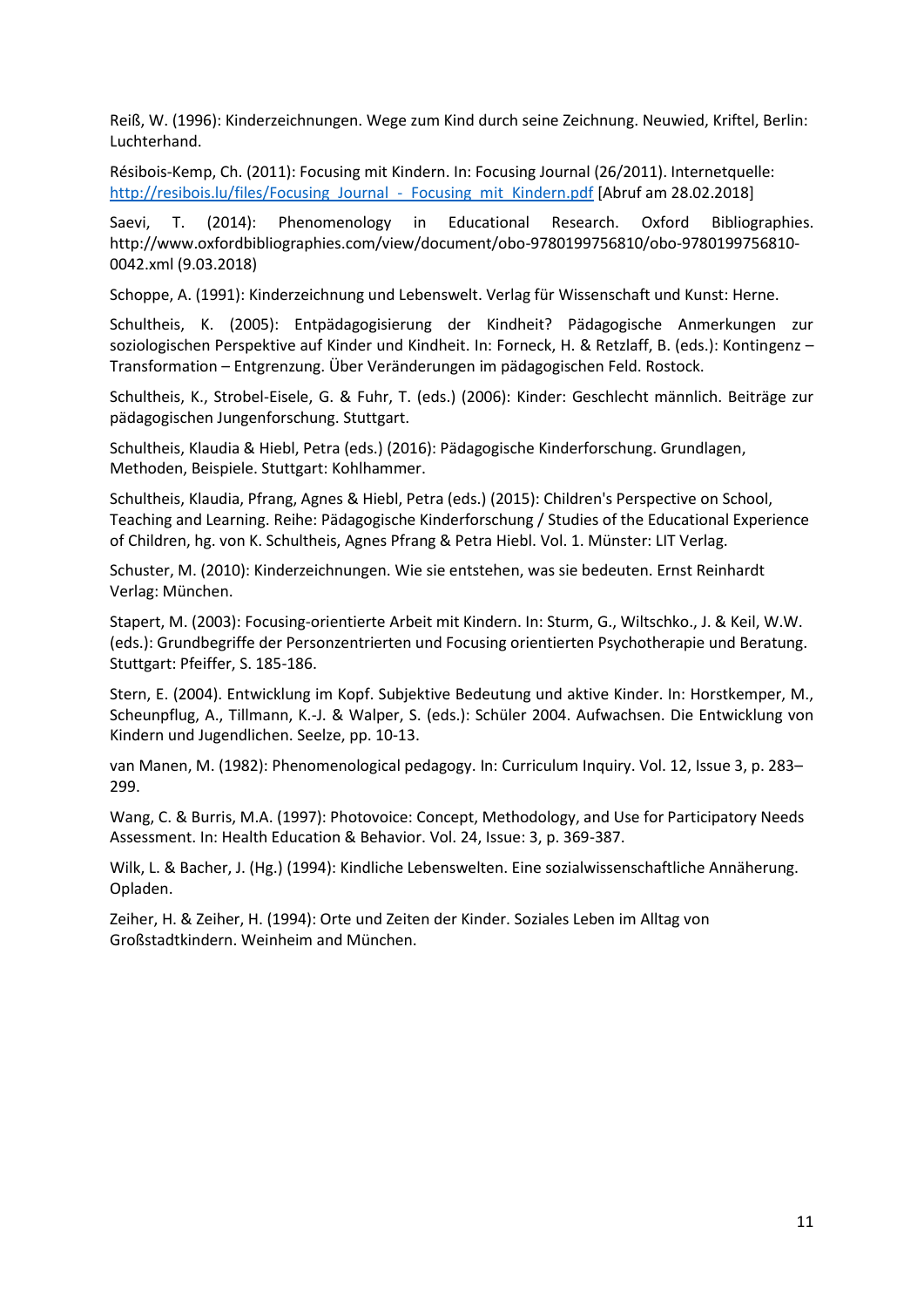Reiß, W. (1996): Kinderzeichnungen. Wege zum Kind durch seine Zeichnung. Neuwied, Kriftel, Berlin: Luchterhand.

Résibois-Kemp, Ch. (2011): Focusing mit Kindern. In: Focusing Journal (26/2011). Internetquelle: http://resibois.lu/files/Focusing_Journal_-_Focusing_mit_Kindern.pdf [Abruf am 28.02.2018]

Saevi, T. (2014): Phenomenology in Educational Research. Oxford Bibliographies. http://www.oxfordbibliographies.com/view/document/obo-9780199756810/obo-9780199756810-0042.xml (9.03.2018)

Schoppe, A. (1991): Kinderzeichnung und Lebenswelt. Verlag für Wissenschaft und Kunst: Herne.

Schultheis, K. (2005): Entpädagogisierung der Kindheit? Pädagogische Anmerkungen zur soziologischen Perspektive auf Kinder und Kindheit. In: Forneck, H. & Retzlaff, B. (eds.): Kontingenz – Transformation – Entgrenzung. Über Veränderungen im pädagogischen Feld. Rostock.

Schultheis, K., Strobel-Eisele, G. & Fuhr, T. (eds.) (2006): Kinder: Geschlecht männlich. Beiträge zur pädagogischen Jungenforschung. Stuttgart.

Schultheis, Klaudia & Hiebl, Petra (eds.) (2016): Pädagogische Kinderforschung. Grundlagen, Methoden, Beispiele. Stuttgart: Kohlhammer.

Schultheis, Klaudia, Pfrang, Agnes & Hiebl, Petra (eds.) (2015): Children's Perspective on School, Teaching and Learning. Reihe: Pädagogische Kinderforschung / Studies of the Educational Experience of Children, hg. von K. Schultheis, Agnes Pfrang & Petra Hiebl. Vol. 1. Münster: LIT Verlag.

Schuster, M. (2010): Kinderzeichnungen. Wie sie entstehen, was sie bedeuten. Ernst Reinhardt Verlag: München.

Stapert, M. (2003): Focusing-orientierte Arbeit mit Kindern. In: Sturm, G., Wiltschko., J. & Keil, W.W. (eds.): Grundbegriffe der Personzentrierten und Focusing orientierten Psychotherapie und Beratung. Stuttgart: Pfeiffer, S. 185-186.

Stern, E. (2004). Entwicklung im Kopf. Subjektive Bedeutung und aktive Kinder. In: Horstkemper, M., Scheunpflug, A., Tillmann, K.-J. & Walper, S. (eds.): Schüler 2004. Aufwachsen. Die Entwicklung von Kindern und Jugendlichen. Seelze, pp. 10-13.

van Manen, M. (1982): Phenomenological pedagogy. In: Curriculum Inquiry. Vol. 12, Issue 3, p. 283–299.

Wang, C. & Burris, M.A. (1997): Photovoice: Concept, Methodology, and Use for Participatory Needs Assessment. In: Health Education & Behavior. Vol. 24, Issue: 3, p. 369-387.

Wilk, L. & Bacher, J. (Hg.) (1994): Kindliche Lebenswelten. Eine sozialwissenschaftliche Annäherung. Opladen.

Zeiher, H. & Zeiher, H. (1994): Orte und Zeiten der Kinder. Soziales Leben im Alltag von Großstadtkindern. Weinheim and München.